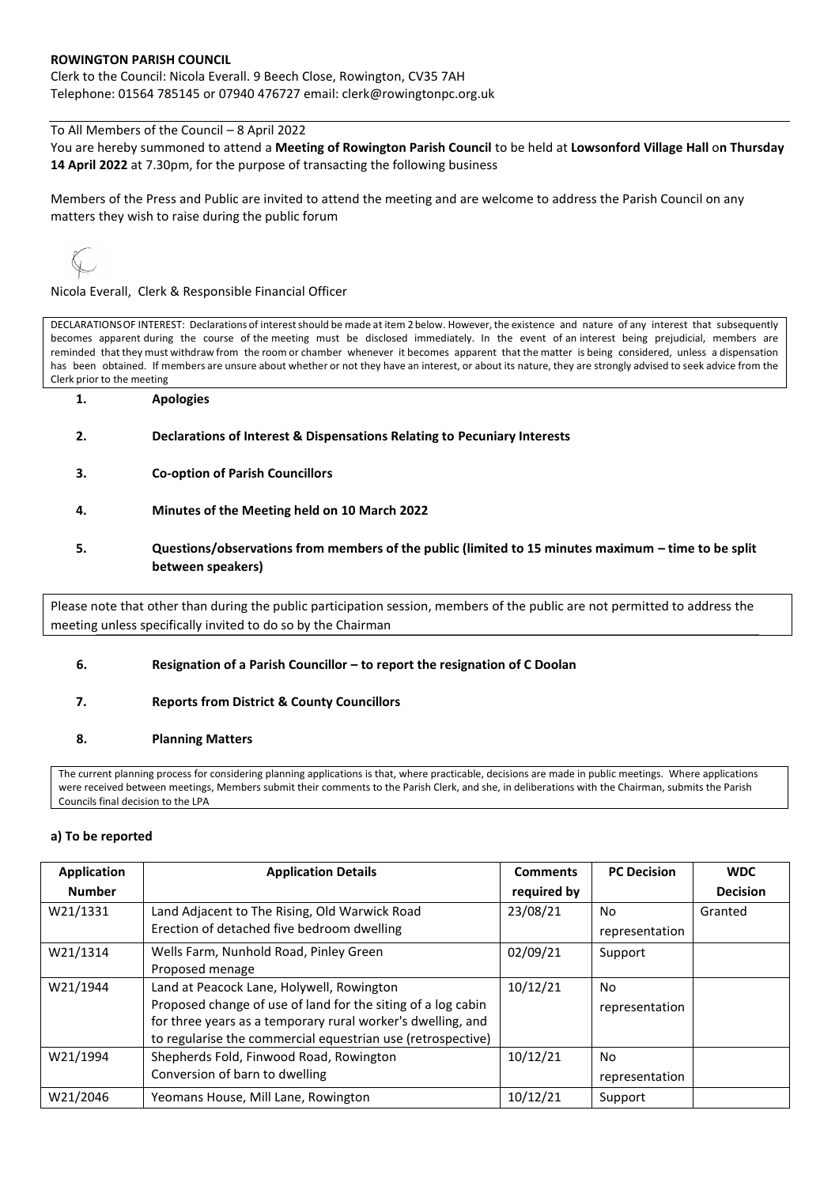**ROWINGTON PARISH COUNCIL**

Clerk to the Council: Nicola Everall. 9 Beech Close, Rowington, CV35 7AH
Telephone: 01564 785145 or 07940 476727 email: clerk@rowingtonpc.org.uk

To All Members of the Council – 8 April 2022

You are hereby summoned to attend a **Meeting of Rowington Parish Council** to be held at **Lowsonford Village Hall** on **Thursday 14 April 2022** at 7.30pm, for the purpose of transacting the following business

Members of the Press and Public are invited to attend the meeting and are welcome to address the Parish Council on any matters they wish to raise during the public forum

Nicola Everall, Clerk & Responsible Financial Officer

DECLARATIONS OF INTEREST: Declarations of interest should be made at item 2 below. However, the existence and nature of any interest that subsequently becomes apparent during the course of the meeting must be disclosed immediately. In the event of an interest being prejudicial, members are reminded that they must withdraw from the room or chamber whenever it becomes apparent that the matter is being considered, unless a dispensation has been obtained. If members are unsure about whether or not they have an interest, or about its nature, they are strongly advised to seek advice from the Clerk prior to the meeting

1. **Apologies**

2. **Declarations of Interest & Dispensations Relating to Pecuniary Interests**

3. **Co-option of Parish Councillors**

4. **Minutes of the Meeting held on 10 March 2022**

5. **Questions/observations from members of the public (limited to 15 minutes maximum – time to be split between speakers)**

Please note that other than during the public participation session, members of the public are not permitted to address the meeting unless specifically invited to do so by the Chairman

6. **Resignation of a Parish Councillor – to report the resignation of C Doolan**

7. **Reports from District & County Councillors**

8. **Planning Matters**

The current planning process for considering planning applications is that, where practicable, decisions are made in public meetings. Where applications were received between meetings, Members submit their comments to the Parish Clerk, and she, in deliberations with the Chairman, submits the Parish Councils final decision to the LPA

**a) To be reported**

| Application Number | Application Details | Comments required by | PC Decision | WDC Decision |
|---|---|---|---|---|
| W21/1331 | Land Adjacent to The Rising, Old Warwick Road<br>Erection of detached five bedroom dwelling | 23/08/21 | No representation | Granted |
| W21/1314 | Wells Farm, Nunhold Road, Pinley Green<br>Proposed menage | 02/09/21 | Support | |
| W21/1944 | Land at Peacock Lane, Holywell, Rowington<br>Proposed change of use of land for the siting of a log cabin for three years as a temporary rural worker's dwelling, and to regularise the commercial equestrian use (retrospective) | 10/12/21 | No representation | |
| W21/1994 | Shepherds Fold, Finwood Road, Rowington<br>Conversion of barn to dwelling | 10/12/21 | No representation | |
| W21/2046 | Yeomans House, Mill Lane, Rowington | 10/12/21 | Support | |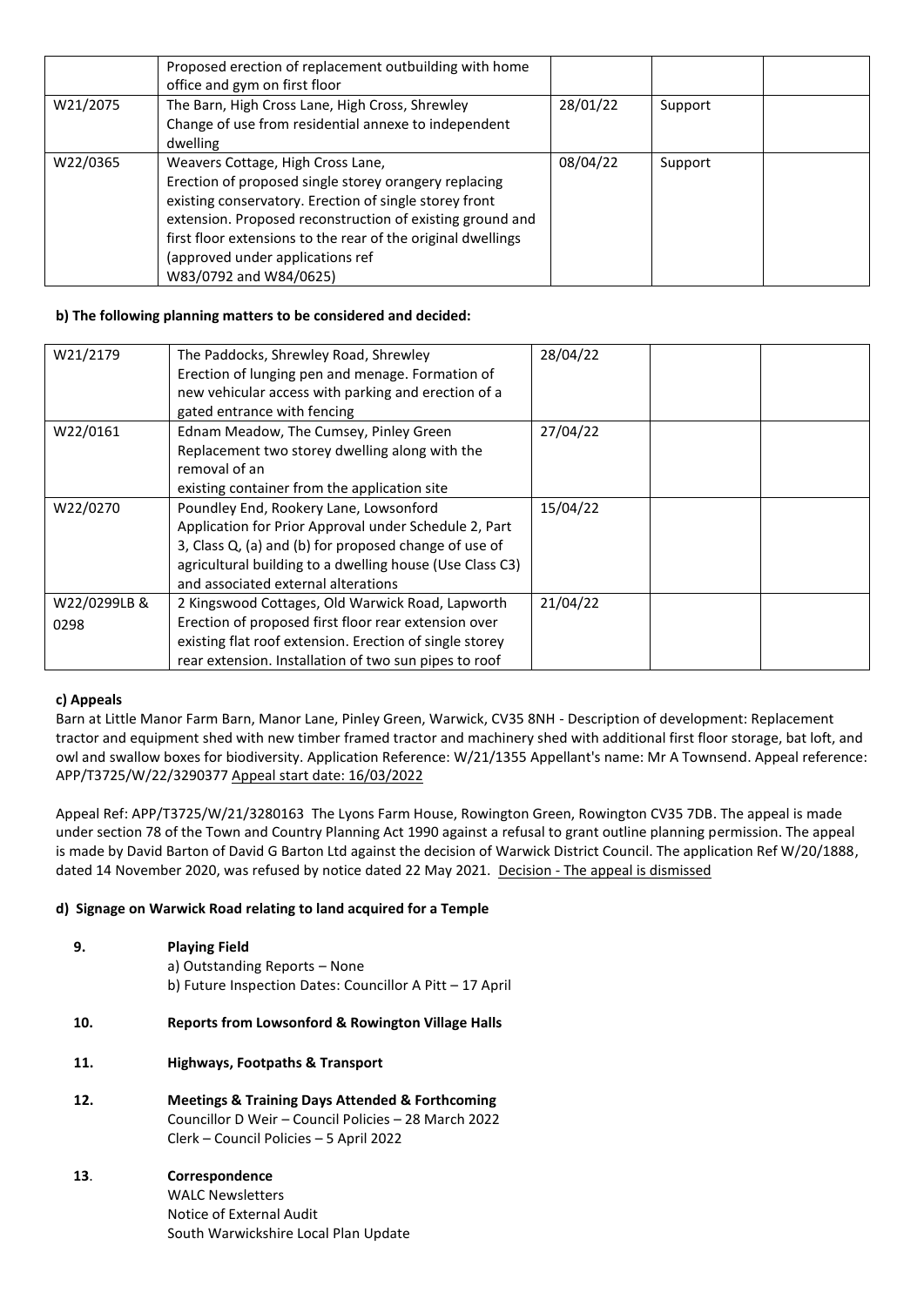|  | Proposed erection of replacement outbuilding with home office and gym on first floor |  |  |  |
|---|---|---|---|---|
| W21/2075 | The Barn, High Cross Lane, High Cross, Shrewley<br>Change of use from residential annexe to independent dwelling | 28/01/22 | Support |  |
| W22/0365 | Weavers Cottage, High Cross Lane,<br>Erection of proposed single storey orangery replacing existing conservatory. Erection of single storey front extension. Proposed reconstruction of existing ground and first floor extensions to the rear of the original dwellings (approved under applications ref W83/0792 and W84/0625) | 08/04/22 | Support |  |

**b) The following planning matters to be considered and decided:**

| W21/2179 | The Paddocks, Shrewley Road, Shrewley<br>Erection of lunging pen and menage. Formation of new vehicular access with parking and erection of a gated entrance with fencing | 28/04/22 |  |  |
|---|---|---|---|---|
| W22/0161 | Ednam Meadow, The Cumsey, Pinley Green<br>Replacement two storey dwelling along with the removal of an existing container from the application site | 27/04/22 |  |  |
| W22/0270 | Poundley End, Rookery Lane, Lowsonford<br>Application for Prior Approval under Schedule 2, Part 3, Class Q, (a) and (b) for proposed change of use of agricultural building to a dwelling house (Use Class C3) and associated external alterations | 15/04/22 |  |  |
| W22/0299LB & 0298 | 2 Kingswood Cottages, Old Warwick Road, Lapworth<br>Erection of proposed first floor rear extension over existing flat roof extension. Erection of single storey rear extension. Installation of two sun pipes to roof | 21/04/22 |  |  |

**c) Appeals**

Barn at Little Manor Farm Barn, Manor Lane, Pinley Green, Warwick, CV35 8NH - Description of development: Replacement tractor and equipment shed with new timber framed tractor and machinery shed with additional first floor storage, bat loft, and owl and swallow boxes for biodiversity. Application Reference: W/21/1355 Appellant's name: Mr A Townsend. Appeal reference: APP/T3725/W/22/3290377 Appeal start date: 16/03/2022

Appeal Ref: APP/T3725/W/21/3280163 The Lyons Farm House, Rowington Green, Rowington CV35 7DB. The appeal is made under section 78 of the Town and Country Planning Act 1990 against a refusal to grant outline planning permission. The appeal is made by David Barton of David G Barton Ltd against the decision of Warwick District Council. The application Ref W/20/1888, dated 14 November 2020, was refused by notice dated 22 May 2021. Decision - The appeal is dismissed

**d) Signage on Warwick Road relating to land acquired for a Temple**

**9. Playing Field**

a) Outstanding Reports – None
b) Future Inspection Dates: Councillor A Pitt – 17 April

**10. Reports from Lowsonford & Rowington Village Halls**

**11. Highways, Footpaths & Transport**

**12. Meetings & Training Days Attended & Forthcoming**

Councillor D Weir – Council Policies – 28 March 2022
Clerk – Council Policies – 5 April 2022

**13. Correspondence**

WALC Newsletters
Notice of External Audit
South Warwickshire Local Plan Update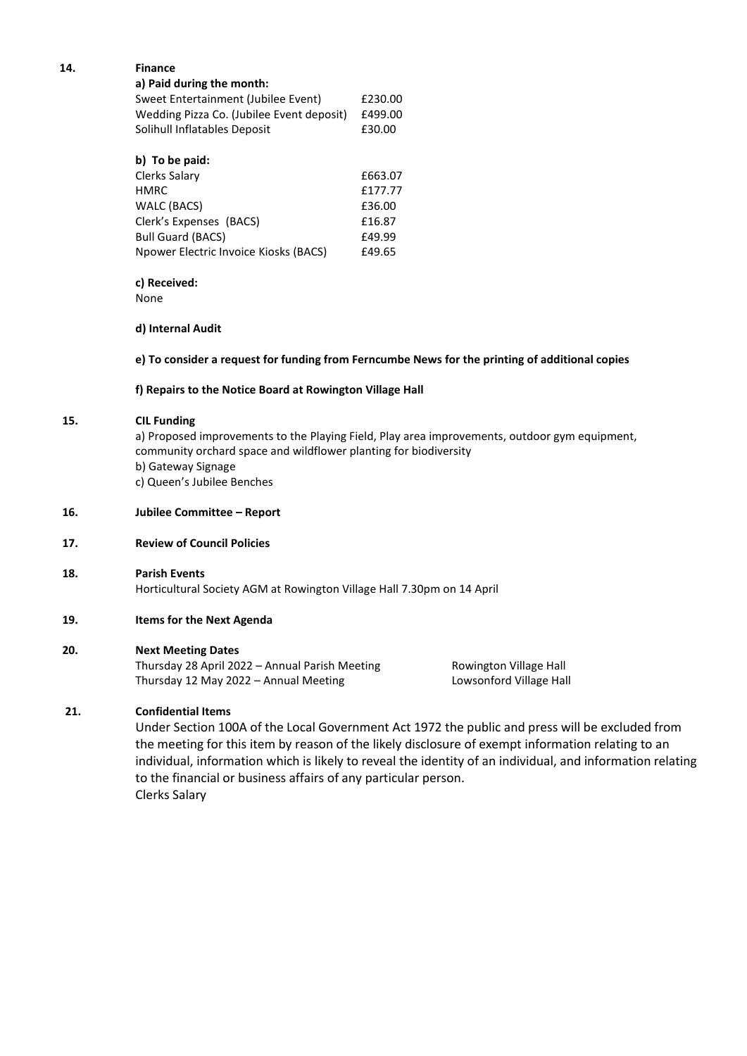**14. Finance**

**a) Paid during the month:**

| | |
|---|---|
| Sweet Entertainment (Jubilee Event) | £230.00 |
| Wedding Pizza Co. (Jubilee Event deposit) | £499.00 |
| Solihull Inflatables Deposit | £30.00 |

**b) To be paid:**

| | |
|---|---|
| Clerks Salary | £663.07 |
| HMRC | £177.77 |
| WALC (BACS) | £36.00 |
| Clerk's Expenses (BACS) | £16.87 |
| Bull Guard (BACS) | £49.99 |
| Npower Electric Invoice Kiosks (BACS) | £49.65 |

**c) Received:**

None

**d) Internal Audit**

**e) To consider a request for funding from Ferncumbe News for the printing of additional copies**

**f) Repairs to the Notice Board at Rowington Village Hall**

**15. CIL Funding**

a) Proposed improvements to the Playing Field, Play area improvements, outdoor gym equipment, community orchard space and wildflower planting for biodiversity
b) Gateway Signage
c) Queen's Jubilee Benches

**16. Jubilee Committee – Report**

**17. Review of Council Policies**

**18. Parish Events**

Horticultural Society AGM at Rowington Village Hall 7.30pm on 14 April

**19. Items for the Next Agenda**

**20. Next Meeting Dates**

| | |
|---|---|
| Thursday 28 April 2022 – Annual Parish Meeting | Rowington Village Hall |
| Thursday 12 May 2022 – Annual Meeting | Lowsonford Village Hall |

**21. Confidential Items**

Under Section 100A of the Local Government Act 1972 the public and press will be excluded from the meeting for this item by reason of the likely disclosure of exempt information relating to an individual, information which is likely to reveal the identity of an individual, and information relating to the financial or business affairs of any particular person.
Clerks Salary